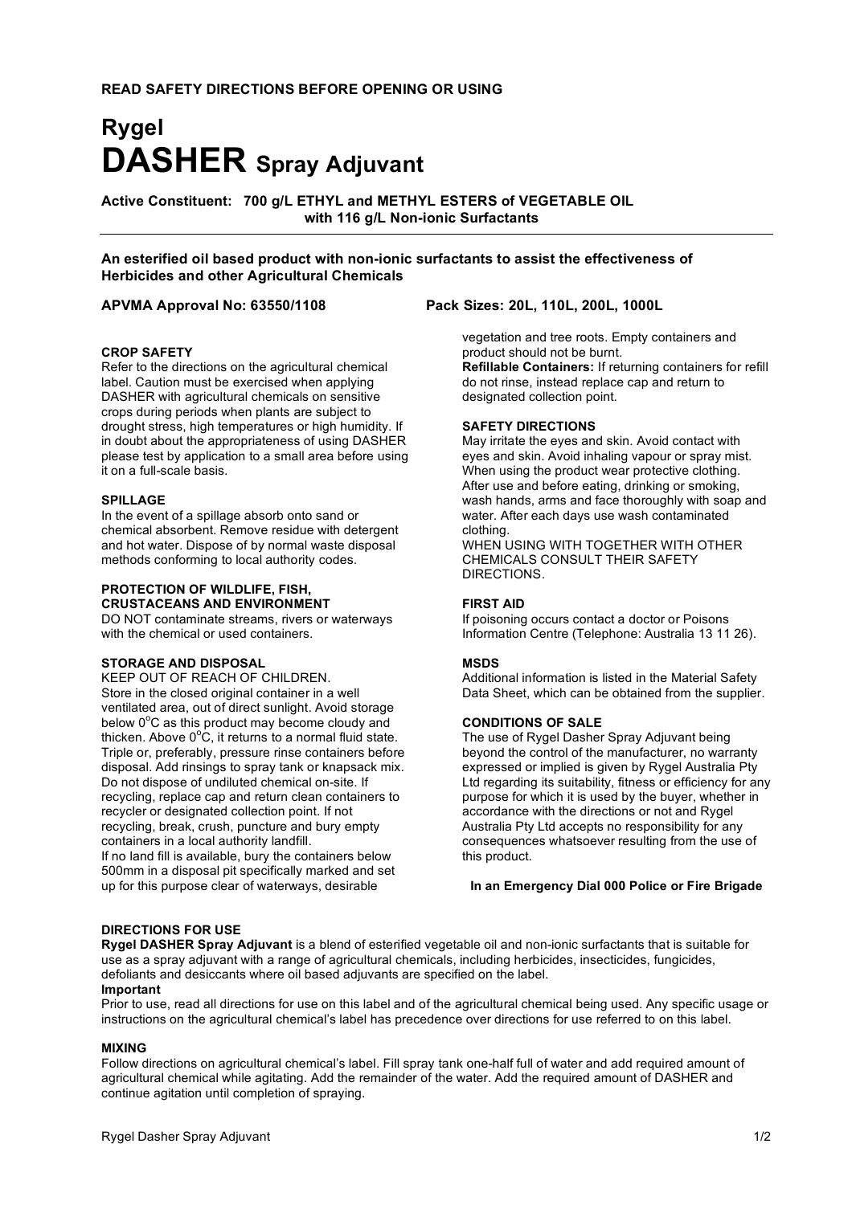**READ SAFETY DIRECTIONS BEFORE OPENING OR USING**

# Rygel
# DASHER Spray Adjuvant

**Active Constituent: 700 g/L ETHYL and METHYL ESTERS of VEGETABLE OIL with 116 g/L Non-ionic Surfactants**

---

**An esterified oil based product with non-ionic surfactants to assist the effectiveness of Herbicides and other Agricultural Chemicals**

**APVMA Approval No: 63550/1108**

**Pack Sizes: 20L, 110L, 200L, 1000L**

### CROP SAFETY

Refer to the directions on the agricultural chemical label. Caution must be exercised when applying DASHER with agricultural chemicals on sensitive crops during periods when plants are subject to drought stress, high temperatures or high humidity. If in doubt about the appropriateness of using DASHER please test by application to a small area before using it on a full-scale basis.

### SPILLAGE

In the event of a spillage absorb onto sand or chemical absorbent. Remove residue with detergent and hot water. Dispose of by normal waste disposal methods conforming to local authority codes.

### PROTECTION OF WILDLIFE, FISH, CRUSTACEANS AND ENVIRONMENT

DO NOT contaminate streams, rivers or waterways with the chemical or used containers.

### STORAGE AND DISPOSAL

KEEP OUT OF REACH OF CHILDREN.
Store in the closed original container in a well ventilated area, out of direct sunlight. Avoid storage below 0°C as this product may become cloudy and thicken. Above 0°C, it returns to a normal fluid state. Triple or, preferably, pressure rinse containers before disposal. Add rinsings to spray tank or knapsack mix. Do not dispose of undiluted chemical on-site. If recycling, replace cap and return clean containers to recycler or designated collection point. If not recycling, break, crush, puncture and bury empty containers in a local authority landfill.
If no land fill is available, bury the containers below 500mm in a disposal pit specifically marked and set up for this purpose clear of waterways, desirable vegetation and tree roots. Empty containers and product should not be burnt.
**Refillable Containers:** If returning containers for refill do not rinse, instead replace cap and return to designated collection point.

### SAFETY DIRECTIONS

May irritate the eyes and skin. Avoid contact with eyes and skin. Avoid inhaling vapour or spray mist. When using the product wear protective clothing. After use and before eating, drinking or smoking, wash hands, arms and face thoroughly with soap and water. After each days use wash contaminated clothing.
WHEN USING WITH TOGETHER WITH OTHER CHEMICALS CONSULT THEIR SAFETY DIRECTIONS.

### FIRST AID

If poisoning occurs contact a doctor or Poisons Information Centre (Telephone: Australia 13 11 26).

### MSDS

Additional information is listed in the Material Safety Data Sheet, which can be obtained from the supplier.

### CONDITIONS OF SALE

The use of Rygel Dasher Spray Adjuvant being beyond the control of the manufacturer, no warranty expressed or implied is given by Rygel Australia Pty Ltd regarding its suitability, fitness or efficiency for any purpose for which it is used by the buyer, whether in accordance with the directions or not and Rygel Australia Pty Ltd accepts no responsibility for any consequences whatsoever resulting from the use of this product.

**In an Emergency Dial 000 Police or Fire Brigade**

### DIRECTIONS FOR USE

**Rygel DASHER Spray Adjuvant** is a blend of esterified vegetable oil and non-ionic surfactants that is suitable for use as a spray adjuvant with a range of agricultural chemicals, including herbicides, insecticides, fungicides, defoliants and desiccants where oil based adjuvants are specified on the label.

**Important**

Prior to use, read all directions for use on this label and of the agricultural chemical being used. Any specific usage or instructions on the agricultural chemical's label has precedence over directions for use referred to on this label.

### MIXING

Follow directions on agricultural chemical's label. Fill spray tank one-half full of water and add required amount of agricultural chemical while agitating. Add the remainder of the water. Add the required amount of DASHER and continue agitation until completion of spraying.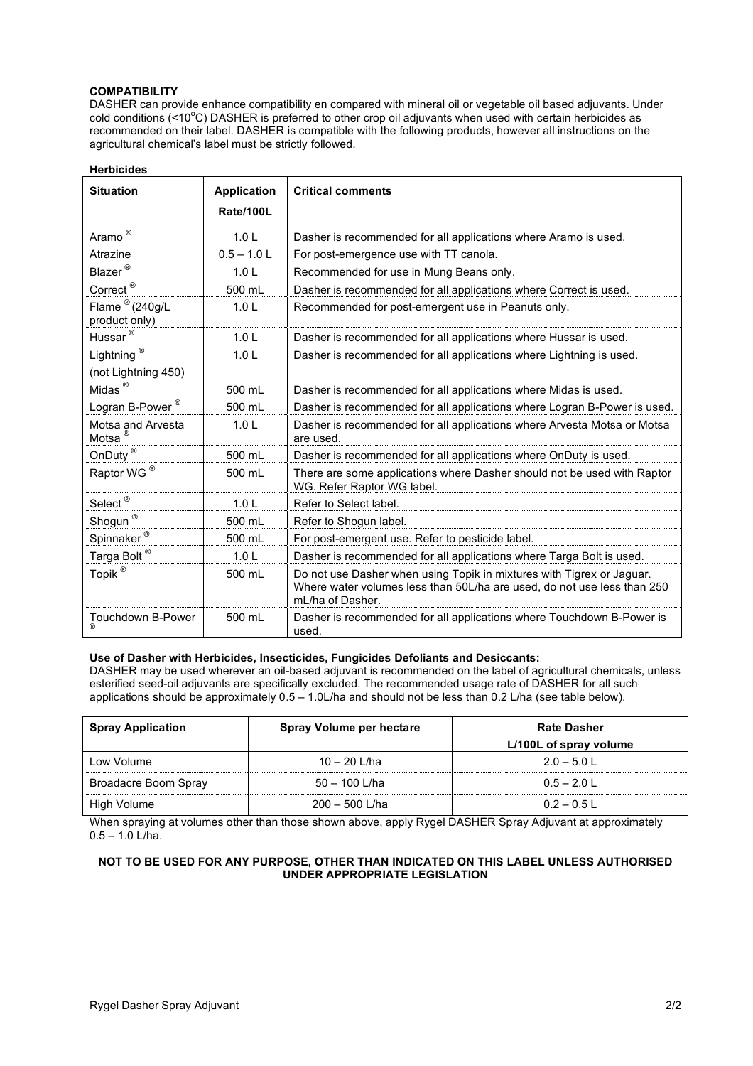**COMPATIBILITY**

DASHER can provide enhance compatibility en compared with mineral oil or vegetable oil based adjuvants. Under cold conditions (<10°C) DASHER is preferred to other crop oil adjuvants when used with certain herbicides as recommended on their label. DASHER is compatible with the following products, however all instructions on the agricultural chemical's label must be strictly followed.

**Herbicides**

| **Situation** | **Application Rate/100L** | **Critical comments** |
|---|---|---|
| Aramo® | 1.0 L | Dasher is recommended for all applications where Aramo is used. |
| Atrazine | 0.5 – 1.0 L | For post-emergence use with TT canola. |
| Blazer® | 1.0 L | Recommended for use in Mung Beans only. |
| Correct® | 500 mL | Dasher is recommended for all applications where Correct is used. |
| Flame® (240g/L product only) | 1.0 L | Recommended for post-emergent use in Peanuts only. |
| Hussar® | 1.0 L | Dasher is recommended for all applications where Hussar is used. |
| Lightning® (not Lightning 450) | 1.0 L | Dasher is recommended for all applications where Lightning is used. |
| Midas® | 500 mL | Dasher is recommended for all applications where Midas is used. |
| Logran B-Power® | 500 mL | Dasher is recommended for all applications where Logran B-Power is used. |
| Motsa and Arvesta Motsa® | 1.0 L | Dasher is recommended for all applications where Arvesta Motsa or Motsa are used. |
| OnDuty® | 500 mL | Dasher is recommended for all applications where OnDuty is used. |
| Raptor WG® | 500 mL | There are some applications where Dasher should not be used with Raptor WG. Refer Raptor WG label. |
| Select® | 1.0 L | Refer to Select label. |
| Shogun® | 500 mL | Refer to Shogun label. |
| Spinnaker® | 500 mL | For post-emergent use. Refer to pesticide label. |
| Targa Bolt® | 1.0 L | Dasher is recommended for all applications where Targa Bolt is used. |
| Topik® | 500 mL | Do not use Dasher when using Topik in mixtures with Tigrex or Jaguar. Where water volumes less than 50L/ha are used, do not use less than 250 mL/ha of Dasher. |
| Touchdown B-Power® | 500 mL | Dasher is recommended for all applications where Touchdown B-Power is used. |

**Use of Dasher with Herbicides, Insecticides, Fungicides Defoliants and Desiccants:**

DASHER may be used wherever an oil-based adjuvant is recommended on the label of agricultural chemicals, unless esterified seed-oil adjuvants are specifically excluded. The recommended usage rate of DASHER for all such applications should be approximately 0.5 – 1.0L/ha and should not be less than 0.2 L/ha (see table below).

| **Spray Application** | **Spray Volume per hectare** | **Rate Dasher L/100L of spray volume** |
|---|---|---|
| Low Volume | 10 – 20 L/ha | 2.0 – 5.0 L |
| Broadacre Boom Spray | 50 – 100 L/ha | 0.5 – 2.0 L |
| High Volume | 200 – 500 L/ha | 0.2 – 0.5 L |

When spraying at volumes other than those shown above, apply Rygel DASHER Spray Adjuvant at approximately 0.5 – 1.0 L/ha.

**NOT TO BE USED FOR ANY PURPOSE, OTHER THAN INDICATED ON THIS LABEL UNLESS AUTHORISED UNDER APPROPRIATE LEGISLATION**